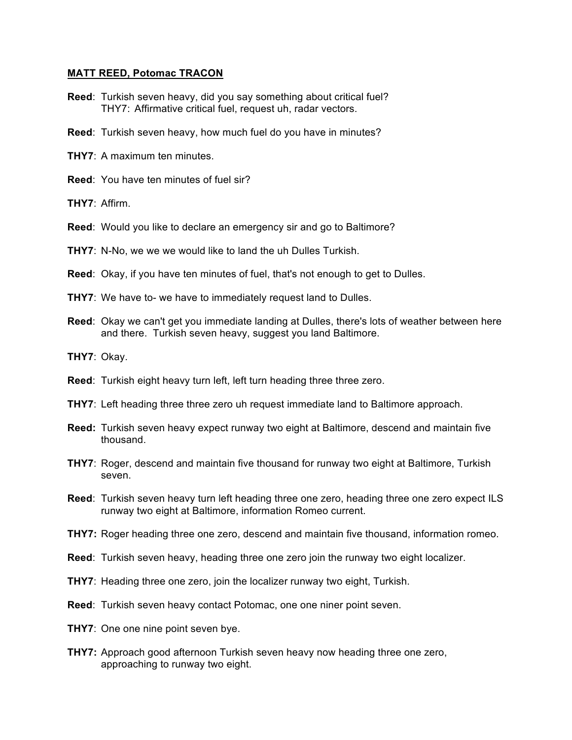**MATT REED, Potomac TRACON**

**Reed**: Turkish seven heavy, did you say something about critical fuel?
THY7: Affirmative critical fuel, request uh, radar vectors.

**Reed**: Turkish seven heavy, how much fuel do you have in minutes?

**THY7**: A maximum ten minutes.

**Reed**: You have ten minutes of fuel sir?

**THY7**: Affirm.

**Reed**: Would you like to declare an emergency sir and go to Baltimore?

**THY7**: N-No, we we we would like to land the uh Dulles Turkish.

**Reed**: Okay, if you have ten minutes of fuel, that's not enough to get to Dulles.

**THY7**: We have to- we have to immediately request land to Dulles.

**Reed**: Okay we can't get you immediate landing at Dulles, there's lots of weather between here and there. Turkish seven heavy, suggest you land Baltimore.

**THY7**: Okay.

**Reed**: Turkish eight heavy turn left, left turn heading three three zero.

**THY7**: Left heading three three zero uh request immediate land to Baltimore approach.

**Reed:** Turkish seven heavy expect runway two eight at Baltimore, descend and maintain five thousand.

**THY7**: Roger, descend and maintain five thousand for runway two eight at Baltimore, Turkish seven.

**Reed**: Turkish seven heavy turn left heading three one zero, heading three one zero expect ILS runway two eight at Baltimore, information Romeo current.

**THY7:** Roger heading three one zero, descend and maintain five thousand, information romeo.

**Reed**: Turkish seven heavy, heading three one zero join the runway two eight localizer.

**THY7**: Heading three one zero, join the localizer runway two eight, Turkish.

**Reed**: Turkish seven heavy contact Potomac, one one niner point seven.

**THY7**: One one nine point seven bye.

**THY7:** Approach good afternoon Turkish seven heavy now heading three one zero, approaching to runway two eight.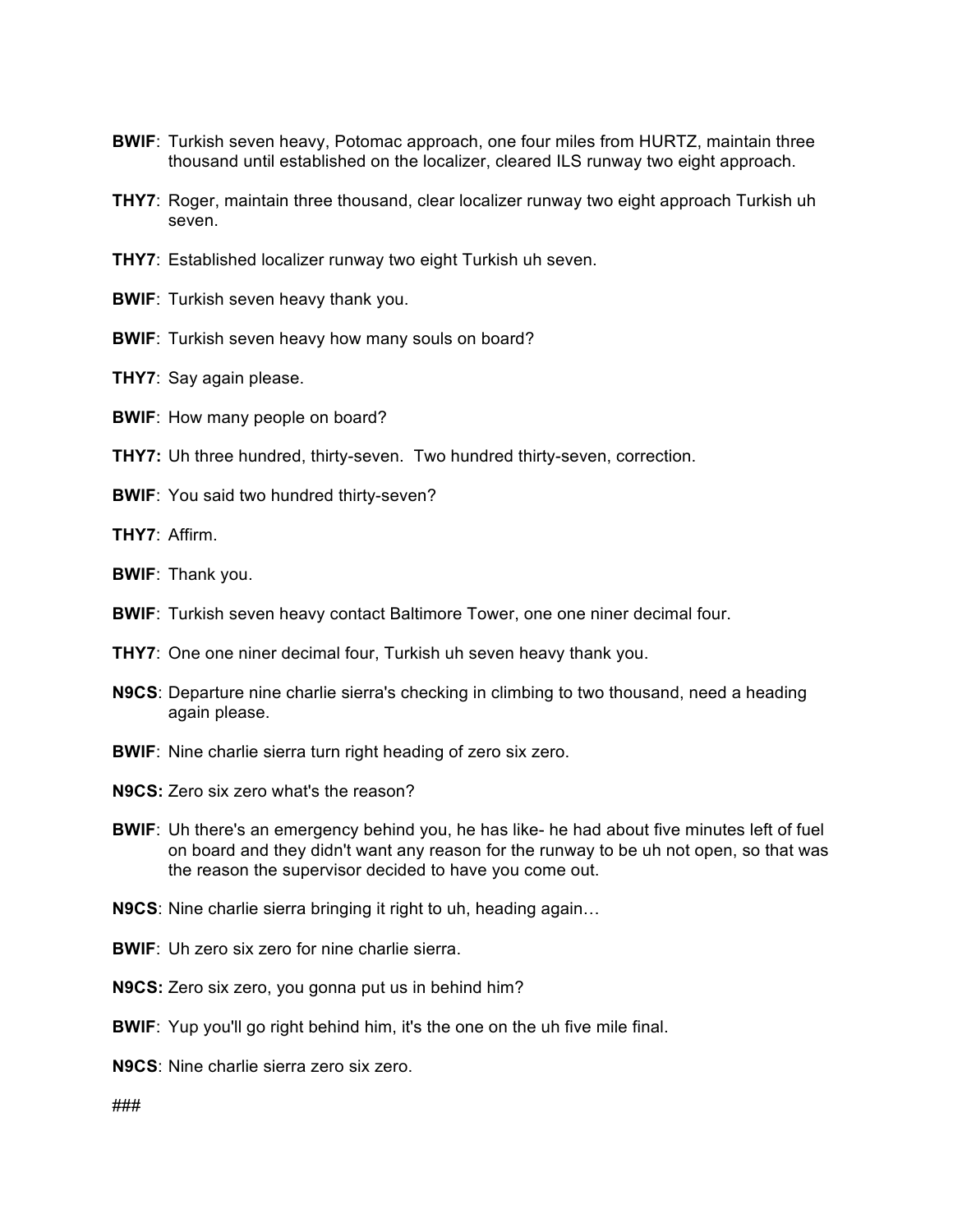**BWIF**: Turkish seven heavy, Potomac approach, one four miles from HURTZ, maintain three thousand until established on the localizer, cleared ILS runway two eight approach.

**THY7**: Roger, maintain three thousand, clear localizer runway two eight approach Turkish uh seven.

**THY7**: Established localizer runway two eight Turkish uh seven.

**BWIF**: Turkish seven heavy thank you.

**BWIF**: Turkish seven heavy how many souls on board?

**THY7**: Say again please.

**BWIF**: How many people on board?

**THY7:** Uh three hundred, thirty-seven. Two hundred thirty-seven, correction.

**BWIF**: You said two hundred thirty-seven?

**THY7**: Affirm.

**BWIF**: Thank you.

**BWIF**: Turkish seven heavy contact Baltimore Tower, one one niner decimal four.

**THY7**: One one niner decimal four, Turkish uh seven heavy thank you.

**N9CS**: Departure nine charlie sierra's checking in climbing to two thousand, need a heading again please.

**BWIF**: Nine charlie sierra turn right heading of zero six zero.

**N9CS:** Zero six zero what's the reason?

**BWIF**: Uh there's an emergency behind you, he has like- he had about five minutes left of fuel on board and they didn't want any reason for the runway to be uh not open, so that was the reason the supervisor decided to have you come out.

**N9CS**: Nine charlie sierra bringing it right to uh, heading again…

**BWIF**: Uh zero six zero for nine charlie sierra.

**N9CS:** Zero six zero, you gonna put us in behind him?

**BWIF**: Yup you'll go right behind him, it's the one on the uh five mile final.

**N9CS**: Nine charlie sierra zero six zero.

###